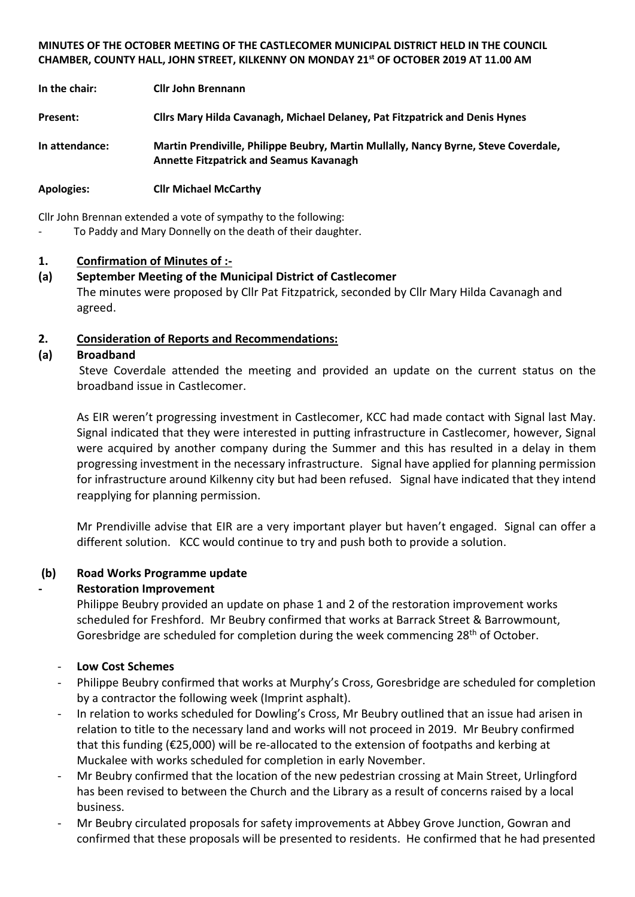**MINUTES OF THE OCTOBER MEETING OF THE CASTLECOMER MUNICIPAL DISTRICT HELD IN THE COUNCIL CHAMBER, COUNTY HALL, JOHN STREET, KILKENNY ON MONDAY 21st OF OCTOBER 2019 AT 11.00 AM**

**In the chair:** **Cllr John Brennann**

**Present:** **Cllrs Mary Hilda Cavanagh, Michael Delaney, Pat Fitzpatrick and Denis Hynes**

**In attendance:** **Martin Prendiville, Philippe Beubry, Martin Mullally, Nancy Byrne, Steve Coverdale, Annette Fitzpatrick and Seamus Kavanagh**

**Apologies:** **Cllr Michael McCarthy**

Cllr John Brennan extended a vote of sympathy to the following:

- To Paddy and Mary Donnelly on the death of their daughter.

**1. Confirmation of Minutes of :-**

**(a) September Meeting of the Municipal District of Castlecomer**

The minutes were proposed by Cllr Pat Fitzpatrick, seconded by Cllr Mary Hilda Cavanagh and agreed.

**2. Consideration of Reports and Recommendations:**

**(a) Broadband**

Steve Coverdale attended the meeting and provided an update on the current status on the broadband issue in Castlecomer.

As EIR weren't progressing investment in Castlecomer, KCC had made contact with Signal last May. Signal indicated that they were interested in putting infrastructure in Castlecomer, however, Signal were acquired by another company during the Summer and this has resulted in a delay in them progressing investment in the necessary infrastructure. Signal have applied for planning permission for infrastructure around Kilkenny city but had been refused. Signal have indicated that they intend reapplying for planning permission.

Mr Prendiville advise that EIR are a very important player but haven't engaged. Signal can offer a different solution. KCC would continue to try and push both to provide a solution.

**(b) Road Works Programme update**

- **Restoration Improvement**

Philippe Beubry provided an update on phase 1 and 2 of the restoration improvement works scheduled for Freshford. Mr Beubry confirmed that works at Barrack Street & Barrowmount, Goresbridge are scheduled for completion during the week commencing 28th of October.

- **Low Cost Schemes**
- Philippe Beubry confirmed that works at Murphy's Cross, Goresbridge are scheduled for completion by a contractor the following week (Imprint asphalt).
- In relation to works scheduled for Dowling's Cross, Mr Beubry outlined that an issue had arisen in relation to title to the necessary land and works will not proceed in 2019. Mr Beubry confirmed that this funding (€25,000) will be re-allocated to the extension of footpaths and kerbing at Muckalee with works scheduled for completion in early November.
- Mr Beubry confirmed that the location of the new pedestrian crossing at Main Street, Urlingford has been revised to between the Church and the Library as a result of concerns raised by a local business.
- Mr Beubry circulated proposals for safety improvements at Abbey Grove Junction, Gowran and confirmed that these proposals will be presented to residents. He confirmed that he had presented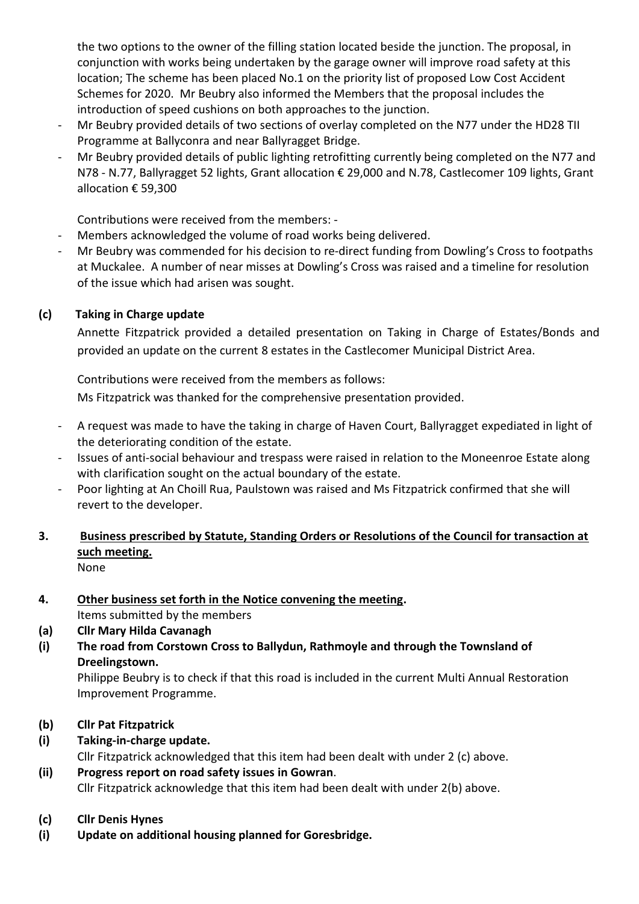the two options to the owner of the filling station located beside the junction. The proposal, in conjunction with works being undertaken by the garage owner will improve road safety at this location; The scheme has been placed No.1 on the priority list of proposed Low Cost Accident Schemes for 2020. Mr Beubry also informed the Members that the proposal includes the introduction of speed cushions on both approaches to the junction.

- Mr Beubry provided details of two sections of overlay completed on the N77 under the HD28 TII Programme at Ballyconra and near Ballyragget Bridge.
- Mr Beubry provided details of public lighting retrofitting currently being completed on the N77 and N78 - N.77, Ballyragget 52 lights, Grant allocation € 29,000 and N.78, Castlecomer 109 lights, Grant allocation € 59,300

Contributions were received from the members: -

- Members acknowledged the volume of road works being delivered.
- Mr Beubry was commended for his decision to re-direct funding from Dowling's Cross to footpaths at Muckalee. A number of near misses at Dowling's Cross was raised and a timeline for resolution of the issue which had arisen was sought.

**(c) Taking in Charge update**

Annette Fitzpatrick provided a detailed presentation on Taking in Charge of Estates/Bonds and provided an update on the current 8 estates in the Castlecomer Municipal District Area.

Contributions were received from the members as follows:

Ms Fitzpatrick was thanked for the comprehensive presentation provided.

- A request was made to have the taking in charge of Haven Court, Ballyragget expediated in light of the deteriorating condition of the estate.
- Issues of anti-social behaviour and trespass were raised in relation to the Moneenroe Estate along with clarification sought on the actual boundary of the estate.
- Poor lighting at An Choill Rua, Paulstown was raised and Ms Fitzpatrick confirmed that she will revert to the developer.

**3. <u>Business prescribed by Statute, Standing Orders or Resolutions of the Council for transaction at such meeting.</u>**

None

**4. <u>Other business set forth in the Notice convening the meeting</u>.**

Items submitted by the members

**(a) Cllr Mary Hilda Cavanagh**

**(i) The road from Corstown Cross to Ballydun, Rathmoyle and through the Townsland of Dreelingstown.**

Philippe Beubry is to check if that this road is included in the current Multi Annual Restoration Improvement Programme.

**(b) Cllr Pat Fitzpatrick**

**(i) Taking-in-charge update.**

Cllr Fitzpatrick acknowledged that this item had been dealt with under 2 (c) above.

**(ii) Progress report on road safety issues in Gowran**.

Cllr Fitzpatrick acknowledge that this item had been dealt with under 2(b) above.

**(c) Cllr Denis Hynes**

**(i) Update on additional housing planned for Goresbridge.**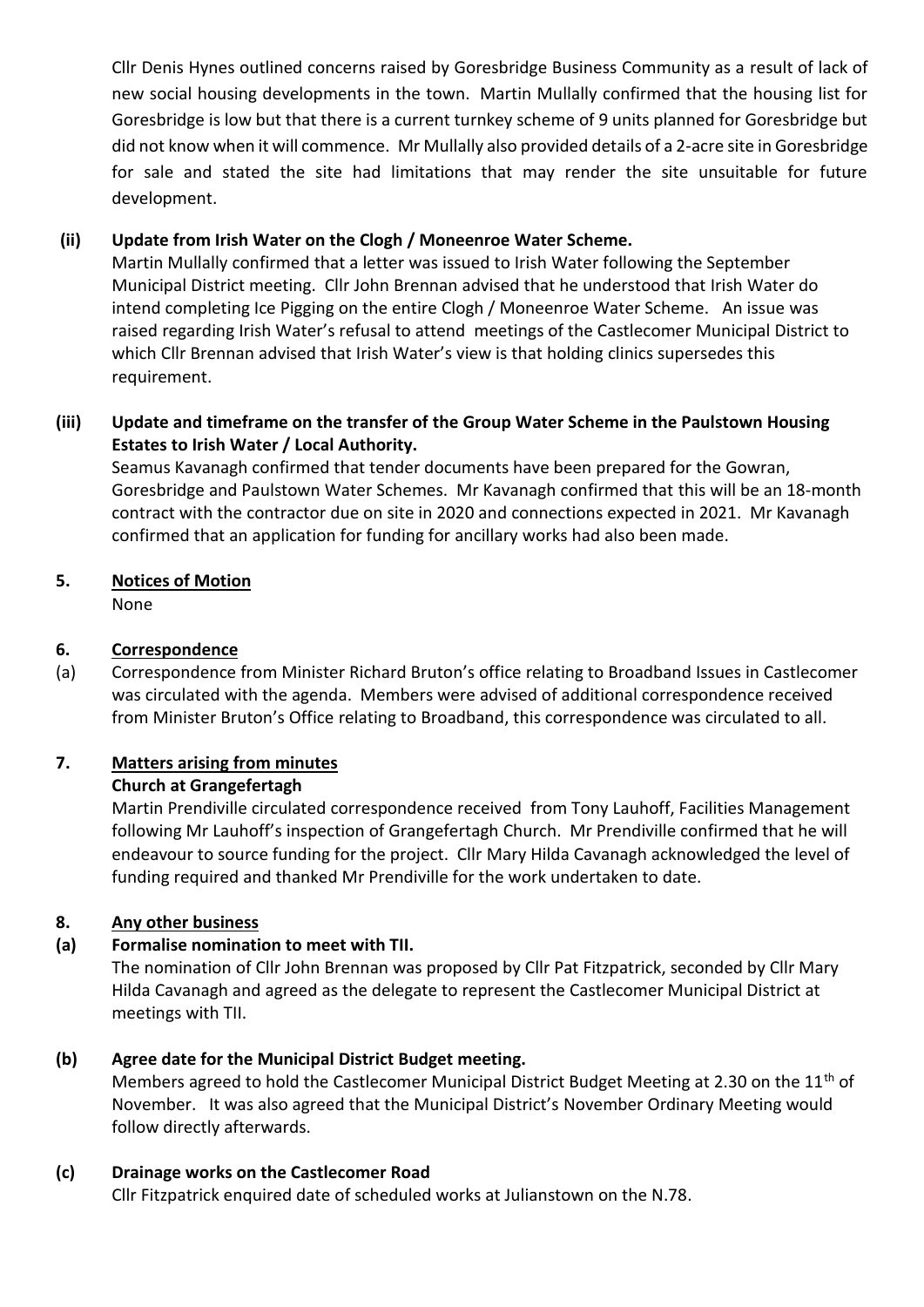Cllr Denis Hynes outlined concerns raised by Goresbridge Business Community as a result of lack of new social housing developments in the town. Martin Mullally confirmed that the housing list for Goresbridge is low but that there is a current turnkey scheme of 9 units planned for Goresbridge but did not know when it will commence. Mr Mullally also provided details of a 2-acre site in Goresbridge for sale and stated the site had limitations that may render the site unsuitable for future development.

**(ii) Update from Irish Water on the Clogh / Moneenroe Water Scheme.**

Martin Mullally confirmed that a letter was issued to Irish Water following the September Municipal District meeting. Cllr John Brennan advised that he understood that Irish Water do intend completing Ice Pigging on the entire Clogh / Moneenroe Water Scheme. An issue was raised regarding Irish Water's refusal to attend meetings of the Castlecomer Municipal District to which Cllr Brennan advised that Irish Water's view is that holding clinics supersedes this requirement.

**(iii) Update and timeframe on the transfer of the Group Water Scheme in the Paulstown Housing Estates to Irish Water / Local Authority.**

Seamus Kavanagh confirmed that tender documents have been prepared for the Gowran, Goresbridge and Paulstown Water Schemes. Mr Kavanagh confirmed that this will be an 18-month contract with the contractor due on site in 2020 and connections expected in 2021. Mr Kavanagh confirmed that an application for funding for ancillary works had also been made.

## 5. Notices of Motion

None

## 6. Correspondence

(a) Correspondence from Minister Richard Bruton's office relating to Broadband Issues in Castlecomer was circulated with the agenda. Members were advised of additional correspondence received from Minister Bruton's Office relating to Broadband, this correspondence was circulated to all.

## 7. Matters arising from minutes

**Church at Grangefertagh**

Martin Prendiville circulated correspondence received from Tony Lauhoff, Facilities Management following Mr Lauhoff's inspection of Grangefertagh Church. Mr Prendiville confirmed that he will endeavour to source funding for the project. Cllr Mary Hilda Cavanagh acknowledged the level of funding required and thanked Mr Prendiville for the work undertaken to date.

## 8. Any other business

**(a) Formalise nomination to meet with TII.**

The nomination of Cllr John Brennan was proposed by Cllr Pat Fitzpatrick, seconded by Cllr Mary Hilda Cavanagh and agreed as the delegate to represent the Castlecomer Municipal District at meetings with TII.

**(b) Agree date for the Municipal District Budget meeting.**

Members agreed to hold the Castlecomer Municipal District Budget Meeting at 2.30 on the 11th of November. It was also agreed that the Municipal District's November Ordinary Meeting would follow directly afterwards.

**(c) Drainage works on the Castlecomer Road**

Cllr Fitzpatrick enquired date of scheduled works at Julianstown on the N.78.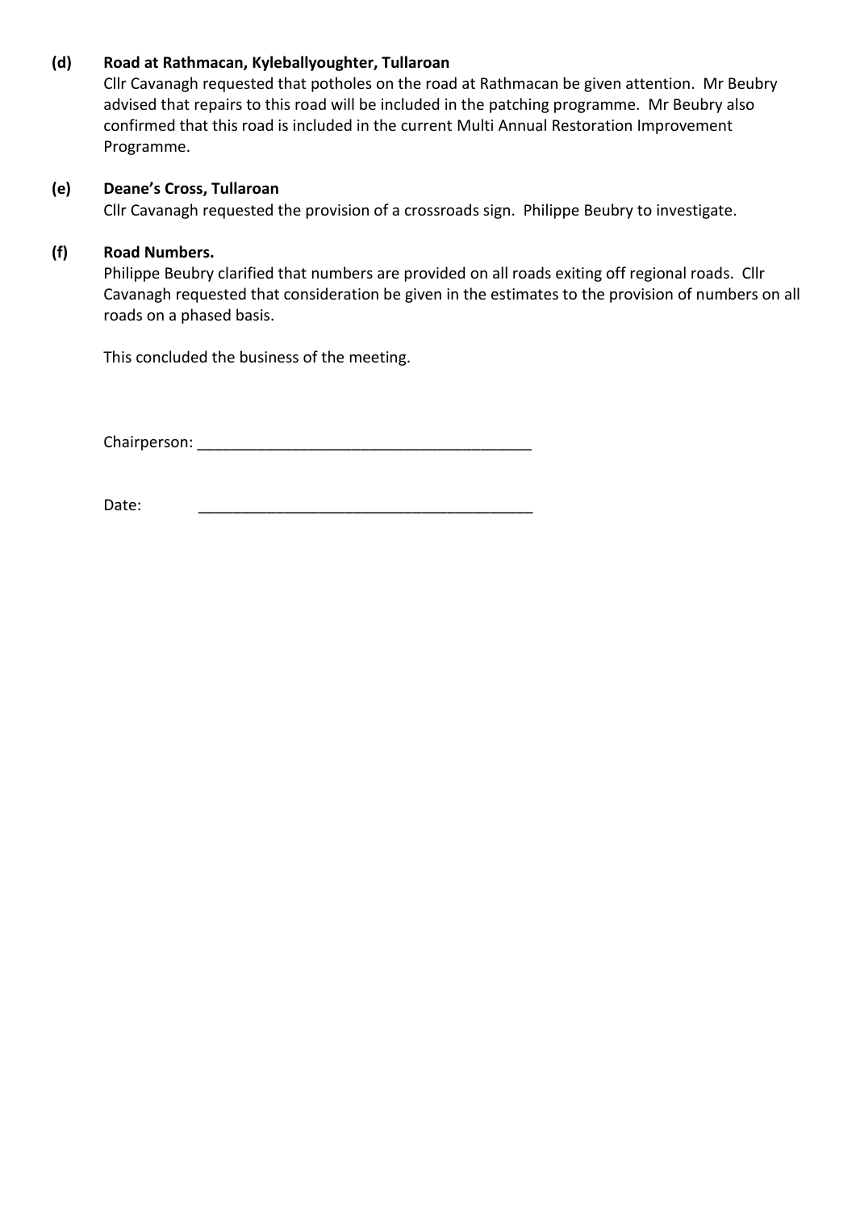**(d) Road at Rathmacan, Kyleballyoughter, Tullaroan**

Cllr Cavanagh requested that potholes on the road at Rathmacan be given attention. Mr Beubry advised that repairs to this road will be included in the patching programme. Mr Beubry also confirmed that this road is included in the current Multi Annual Restoration Improvement Programme.

**(e) Deane's Cross, Tullaroan**

Cllr Cavanagh requested the provision of a crossroads sign. Philippe Beubry to investigate.

**(f) Road Numbers.**

Philippe Beubry clarified that numbers are provided on all roads exiting off regional roads. Cllr Cavanagh requested that consideration be given in the estimates to the provision of numbers on all roads on a phased basis.

This concluded the business of the meeting.

Chairperson: ________________________________________

Date: ________________________________________